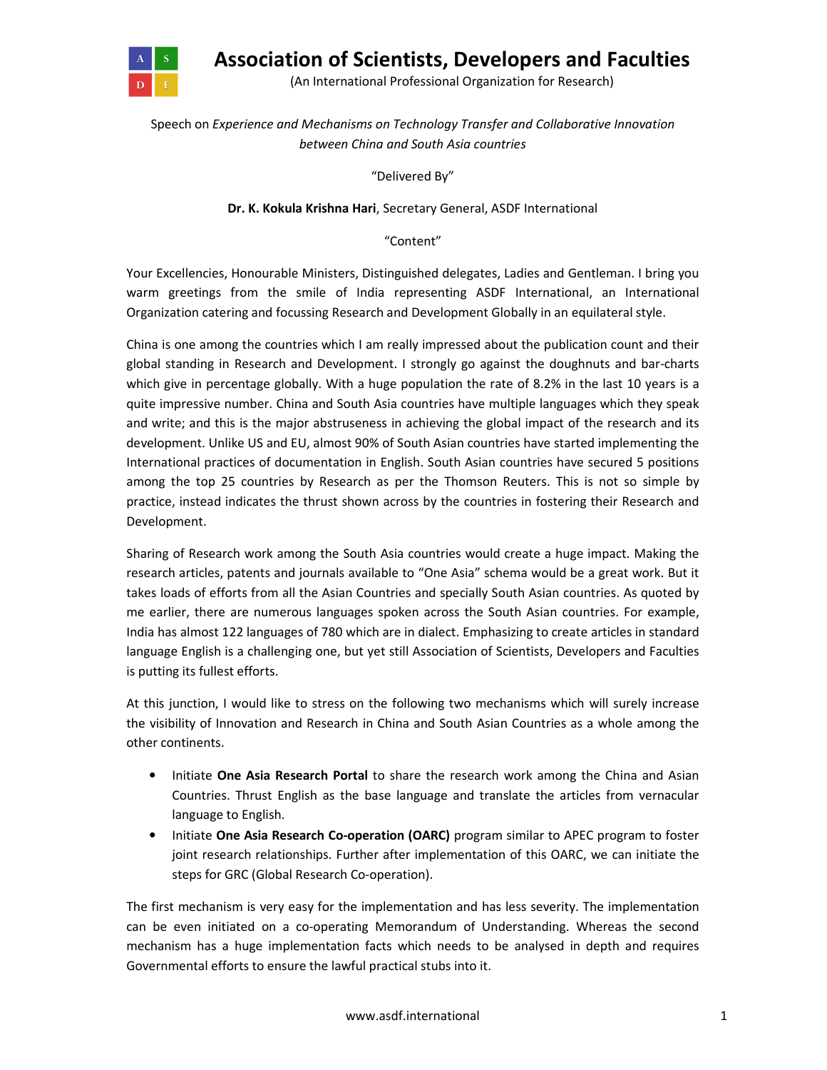# Association of Scientists, Developers and Faculties

(An International Professional Organization for Research)

Speech on *Experience and Mechanisms on Technology Transfer and Collaborative Innovation between China and South Asia countries*

"Delivered By"

**Dr. K. Kokula Krishna Hari**, Secretary General, ASDF International

"Content"

Your Excellencies, Honourable Ministers, Distinguished delegates, Ladies and Gentleman. I bring you warm greetings from the smile of India representing ASDF International, an International Organization catering and focussing Research and Development Globally in an equilateral style.

China is one among the countries which I am really impressed about the publication count and their global standing in Research and Development. I strongly go against the doughnuts and bar-charts which give in percentage globally. With a huge population the rate of 8.2% in the last 10 years is a quite impressive number. China and South Asia countries have multiple languages which they speak and write; and this is the major abstruseness in achieving the global impact of the research and its development. Unlike US and EU, almost 90% of South Asian countries have started implementing the International practices of documentation in English. South Asian countries have secured 5 positions among the top 25 countries by Research as per the Thomson Reuters. This is not so simple by practice, instead indicates the thrust shown across by the countries in fostering their Research and Development.

Sharing of Research work among the South Asia countries would create a huge impact. Making the research articles, patents and journals available to "One Asia" schema would be a great work. But it takes loads of efforts from all the Asian Countries and specially South Asian countries. As quoted by me earlier, there are numerous languages spoken across the South Asian countries. For example, India has almost 122 languages of 780 which are in dialect. Emphasizing to create articles in standard language English is a challenging one, but yet still Association of Scientists, Developers and Faculties is putting its fullest efforts.

At this junction, I would like to stress on the following two mechanisms which will surely increase the visibility of Innovation and Research in China and South Asian Countries as a whole among the other continents.

- Initiate **One Asia Research Portal** to share the research work among the China and Asian Countries. Thrust English as the base language and translate the articles from vernacular language to English.
- Initiate **One Asia Research Co-operation (OARC)** program similar to APEC program to foster joint research relationships. Further after implementation of this OARC, we can initiate the steps for GRC (Global Research Co-operation).

The first mechanism is very easy for the implementation and has less severity. The implementation can be even initiated on a co-operating Memorandum of Understanding. Whereas the second mechanism has a huge implementation facts which needs to be analysed in depth and requires Governmental efforts to ensure the lawful practical stubs into it.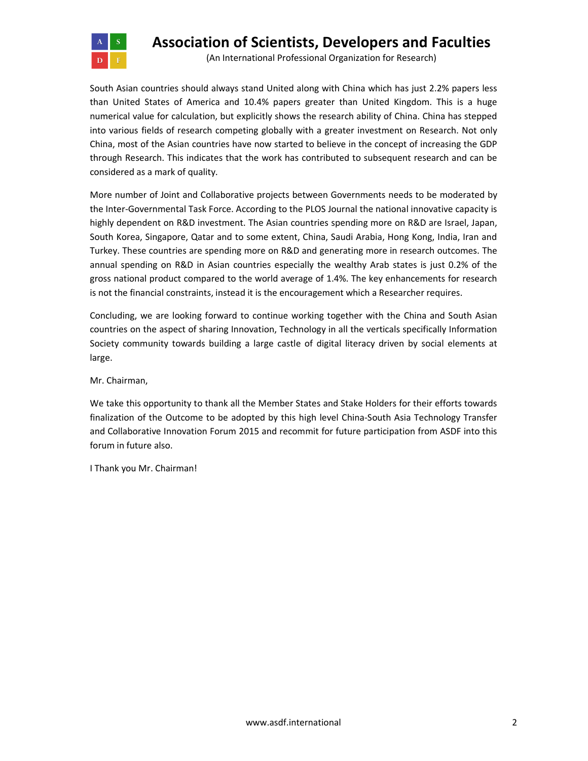South Asian countries should always stand United along with China which has just 2.2% papers less than United States of America and 10.4% papers greater than United Kingdom. This is a huge numerical value for calculation, but explicitly shows the research ability of China. China has stepped into various fields of research competing globally with a greater investment on Research. Not only China, most of the Asian countries have now started to believe in the concept of increasing the GDP through Research. This indicates that the work has contributed to subsequent research and can be considered as a mark of quality.

More number of Joint and Collaborative projects between Governments needs to be moderated by the Inter-Governmental Task Force. According to the PLOS Journal the national innovative capacity is highly dependent on R&D investment. The Asian countries spending more on R&D are Israel, Japan, South Korea, Singapore, Qatar and to some extent, China, Saudi Arabia, Hong Kong, India, Iran and Turkey. These countries are spending more on R&D and generating more in research outcomes. The annual spending on R&D in Asian countries especially the wealthy Arab states is just 0.2% of the gross national product compared to the world average of 1.4%. The key enhancements for research is not the financial constraints, instead it is the encouragement which a Researcher requires.

Concluding, we are looking forward to continue working together with the China and South Asian countries on the aspect of sharing Innovation, Technology in all the verticals specifically Information Society community towards building a large castle of digital literacy driven by social elements at large.

Mr. Chairman,

We take this opportunity to thank all the Member States and Stake Holders for their efforts towards finalization of the Outcome to be adopted by this high level China-South Asia Technology Transfer and Collaborative Innovation Forum 2015 and recommit for future participation from ASDF into this forum in future also.

I Thank you Mr. Chairman!